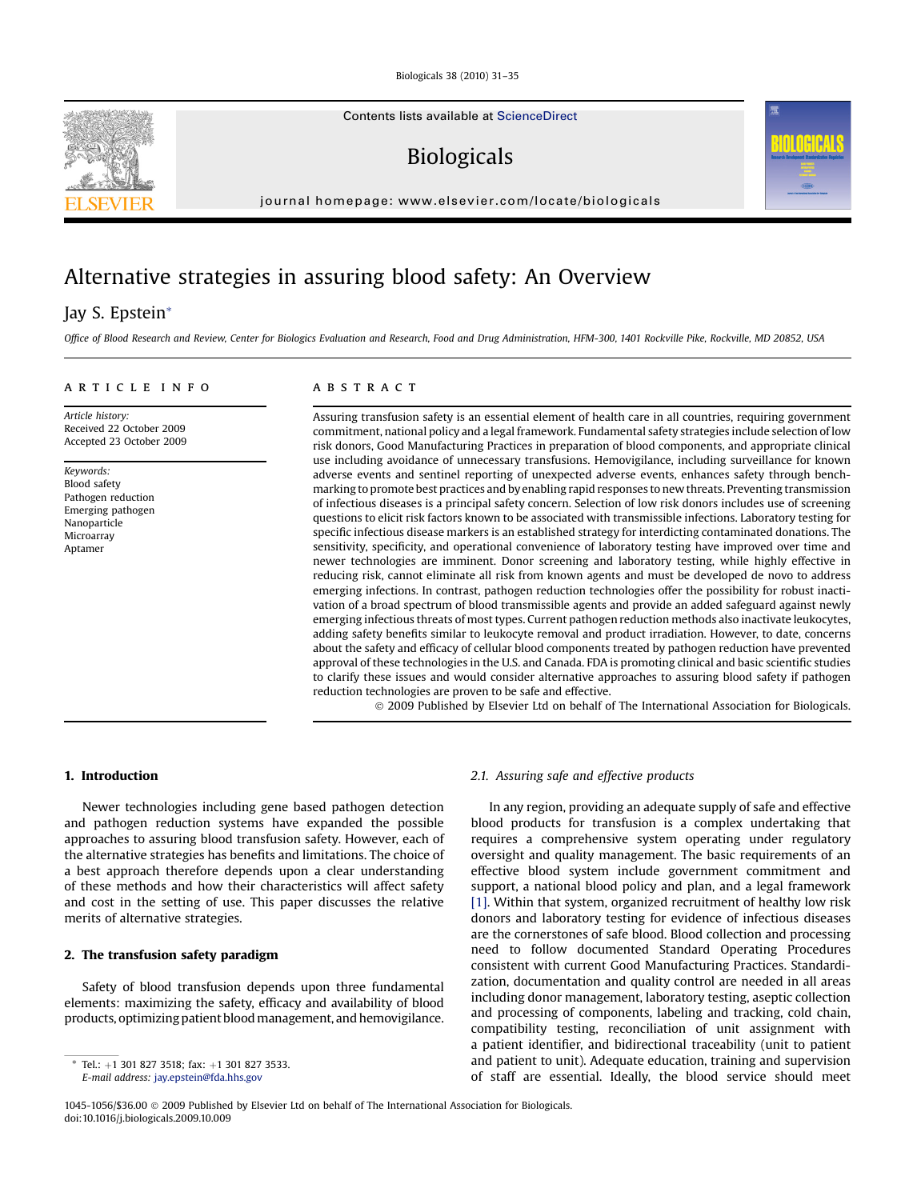# Alternative strategies in assuring blood safety: An Overview

Jay S. Epstein*

*Office of Blood Research and Review, Center for Biologics Evaluation and Research, Food and Drug Administration, HFM-300, 1401 Rockville Pike, Rockville, MD 20852, USA*

**ARTICLE INFO**

*Article history:*
Received 22 October 2009
Accepted 23 October 2009

*Keywords:*
Blood safety
Pathogen reduction
Emerging pathogen
Nanoparticle
Microarray
Aptamer

**ABSTRACT**

Assuring transfusion safety is an essential element of health care in all countries, requiring government commitment, national policy and a legal framework. Fundamental safety strategies include selection of low risk donors, Good Manufacturing Practices in preparation of blood components, and appropriate clinical use including avoidance of unnecessary transfusions. Hemovigilance, including surveillance for known adverse events and sentinel reporting of unexpected adverse events, enhances safety through benchmarking to promote best practices and by enabling rapid responses to new threats. Preventing transmission of infectious diseases is a principal safety concern. Selection of low risk donors includes use of screening questions to elicit risk factors known to be associated with transmissible infections. Laboratory testing for specific infectious disease markers is an established strategy for interdicting contaminated donations. The sensitivity, specificity, and operational convenience of laboratory testing have improved over time and newer technologies are imminent. Donor screening and laboratory testing, while highly effective in reducing risk, cannot eliminate all risk from known agents and must be developed de novo to address emerging infections. In contrast, pathogen reduction technologies offer the possibility for robust inactivation of a broad spectrum of blood transmissible agents and provide an added safeguard against newly emerging infectious threats of most types. Current pathogen reduction methods also inactivate leukocytes, adding safety benefits similar to leukocyte removal and product irradiation. However, to date, concerns about the safety and efficacy of cellular blood components treated by pathogen reduction have prevented approval of these technologies in the U.S. and Canada. FDA is promoting clinical and basic scientific studies to clarify these issues and would consider alternative approaches to assuring blood safety if pathogen reduction technologies are proven to be safe and effective.

© 2009 Published by Elsevier Ltd on behalf of The International Association for Biologicals.

## 1. Introduction

Newer technologies including gene based pathogen detection and pathogen reduction systems have expanded the possible approaches to assuring blood transfusion safety. However, each of the alternative strategies has benefits and limitations. The choice of a best approach therefore depends upon a clear understanding of these methods and how their characteristics will affect safety and cost in the setting of use. This paper discusses the relative merits of alternative strategies.

## 2. The transfusion safety paradigm

Safety of blood transfusion depends upon three fundamental elements: maximizing the safety, efficacy and availability of blood products, optimizing patient blood management, and hemovigilance.

### 2.1. Assuring safe and effective products

In any region, providing an adequate supply of safe and effective blood products for transfusion is a complex undertaking that requires a comprehensive system operating under regulatory oversight and quality management. The basic requirements of an effective blood system include government commitment and support, a national blood policy and plan, and a legal framework [1]. Within that system, organized recruitment of healthy low risk donors and laboratory testing for evidence of infectious diseases are the cornerstones of safe blood. Blood collection and processing need to follow documented Standard Operating Procedures consistent with current Good Manufacturing Practices. Standardization, documentation and quality control are needed in all areas including donor management, laboratory testing, aseptic collection and processing of components, labeling and tracking, cold chain, compatibility testing, reconciliation of unit assignment with a patient identifier, and bidirectional traceability (unit to patient and patient to unit). Adequate education, training and supervision of staff are essential. Ideally, the blood service should meet

* Tel.: +1 301 827 3518; fax: +1 301 827 3533.
E-mail address: jay.epstein@fda.hhs.gov

1045-1056/$36.00 © 2009 Published by Elsevier Ltd on behalf of The International Association for Biologicals.
doi:10.1016/j.biologicals.2009.10.009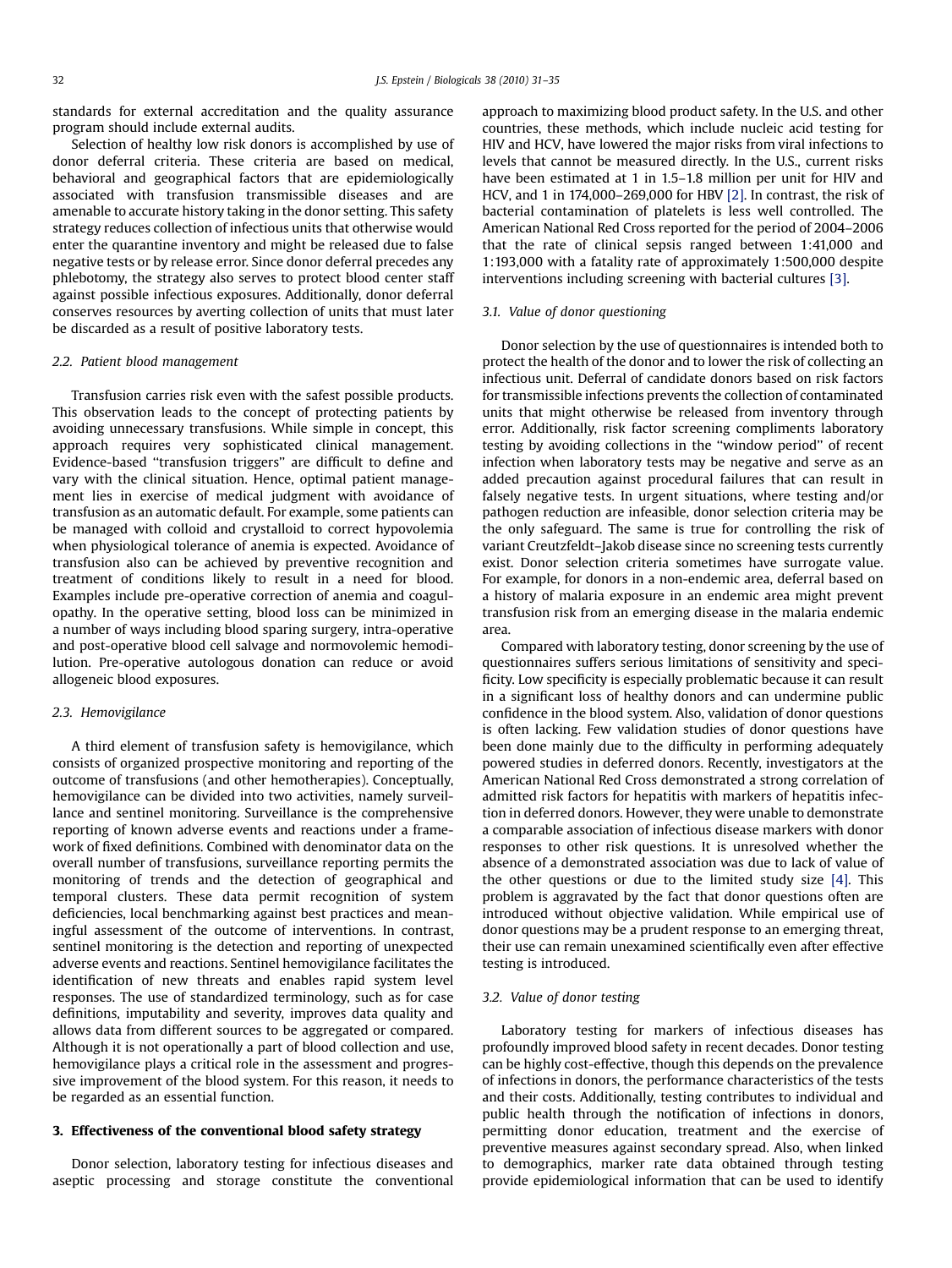standards for external accreditation and the quality assurance program should include external audits.

Selection of healthy low risk donors is accomplished by use of donor deferral criteria. These criteria are based on medical, behavioral and geographical factors that are epidemiologically associated with transfusion transmissible diseases and are amenable to accurate history taking in the donor setting. This safety strategy reduces collection of infectious units that otherwise would enter the quarantine inventory and might be released due to false negative tests or by release error. Since donor deferral precedes any phlebotomy, the strategy also serves to protect blood center staff against possible infectious exposures. Additionally, donor deferral conserves resources by averting collection of units that must later be discarded as a result of positive laboratory tests.

### 2.2. Patient blood management

Transfusion carries risk even with the safest possible products. This observation leads to the concept of protecting patients by avoiding unnecessary transfusions. While simple in concept, this approach requires very sophisticated clinical management. Evidence-based "transfusion triggers" are difficult to define and vary with the clinical situation. Hence, optimal patient management lies in exercise of medical judgment with avoidance of transfusion as an automatic default. For example, some patients can be managed with colloid and crystalloid to correct hypovolemia when physiological tolerance of anemia is expected. Avoidance of transfusion also can be achieved by preventive recognition and treatment of conditions likely to result in a need for blood. Examples include pre-operative correction of anemia and coagulopathy. In the operative setting, blood loss can be minimized in a number of ways including blood sparing surgery, intra-operative and post-operative blood cell salvage and normovolemic hemodilution. Pre-operative autologous donation can reduce or avoid allogeneic blood exposures.

### 2.3. Hemovigilance

A third element of transfusion safety is hemovigilance, which consists of organized prospective monitoring and reporting of the outcome of transfusions (and other hemotherapies). Conceptually, hemovigilance can be divided into two activities, namely surveillance and sentinel monitoring. Surveillance is the comprehensive reporting of known adverse events and reactions under a framework of fixed definitions. Combined with denominator data on the overall number of transfusions, surveillance reporting permits the monitoring of trends and the detection of geographical and temporal clusters. These data permit recognition of system deficiencies, local benchmarking against best practices and meaningful assessment of the outcome of interventions. In contrast, sentinel monitoring is the detection and reporting of unexpected adverse events and reactions. Sentinel hemovigilance facilitates the identification of new threats and enables rapid system level responses. The use of standardized terminology, such as for case definitions, imputability and severity, improves data quality and allows data from different sources to be aggregated or compared. Although it is not operationally a part of blood collection and use, hemovigilance plays a critical role in the assessment and progressive improvement of the blood system. For this reason, it needs to be regarded as an essential function.

## 3. Effectiveness of the conventional blood safety strategy

Donor selection, laboratory testing for infectious diseases and aseptic processing and storage constitute the conventional approach to maximizing blood product safety. In the U.S. and other countries, these methods, which include nucleic acid testing for HIV and HCV, have lowered the major risks from viral infections to levels that cannot be measured directly. In the U.S., current risks have been estimated at 1 in 1.5–1.8 million per unit for HIV and HCV, and 1 in 174,000–269,000 for HBV [2]. In contrast, the risk of bacterial contamination of platelets is less well controlled. The American National Red Cross reported for the period of 2004–2006 that the rate of clinical sepsis ranged between 1:41,000 and 1:193,000 with a fatality rate of approximately 1:500,000 despite interventions including screening with bacterial cultures [3].

### 3.1. Value of donor questioning

Donor selection by the use of questionnaires is intended both to protect the health of the donor and to lower the risk of collecting an infectious unit. Deferral of candidate donors based on risk factors for transmissible infections prevents the collection of contaminated units that might otherwise be released from inventory through error. Additionally, risk factor screening compliments laboratory testing by avoiding collections in the "window period" of recent infection when laboratory tests may be negative and serve as an added precaution against procedural failures that can result in falsely negative tests. In urgent situations, where testing and/or pathogen reduction are infeasible, donor selection criteria may be the only safeguard. The same is true for controlling the risk of variant Creutzfeldt–Jakob disease since no screening tests currently exist. Donor selection criteria sometimes have surrogate value. For example, for donors in a non-endemic area, deferral based on a history of malaria exposure in an endemic area might prevent transfusion risk from an emerging disease in the malaria endemic area.

Compared with laboratory testing, donor screening by the use of questionnaires suffers serious limitations of sensitivity and specificity. Low specificity is especially problematic because it can result in a significant loss of healthy donors and can undermine public confidence in the blood system. Also, validation of donor questions is often lacking. Few validation studies of donor questions have been done mainly due to the difficulty in performing adequately powered studies in deferred donors. Recently, investigators at the American National Red Cross demonstrated a strong correlation of admitted risk factors for hepatitis with markers of hepatitis infection in deferred donors. However, they were unable to demonstrate a comparable association of infectious disease markers with donor responses to other risk questions. It is unresolved whether the absence of a demonstrated association was due to lack of value of the other questions or due to the limited study size [4]. This problem is aggravated by the fact that donor questions often are introduced without objective validation. While empirical use of donor questions may be a prudent response to an emerging threat, their use can remain unexamined scientifically even after effective testing is introduced.

### 3.2. Value of donor testing

Laboratory testing for markers of infectious diseases has profoundly improved blood safety in recent decades. Donor testing can be highly cost-effective, though this depends on the prevalence of infections in donors, the performance characteristics of the tests and their costs. Additionally, testing contributes to individual and public health through the notification of infections in donors, permitting donor education, treatment and the exercise of preventive measures against secondary spread. Also, when linked to demographics, marker rate data obtained through testing provide epidemiological information that can be used to identify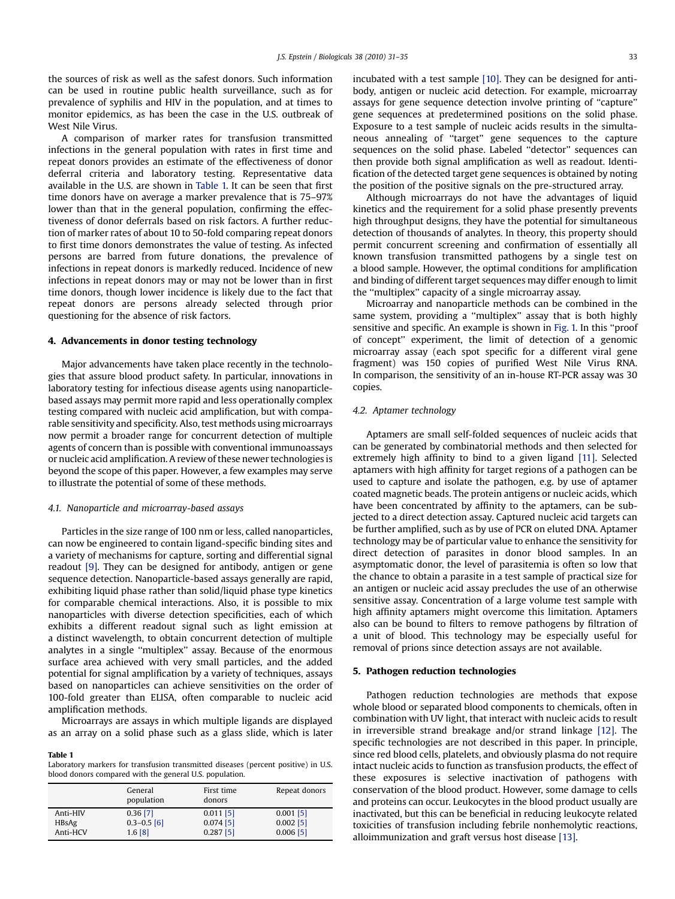the sources of risk as well as the safest donors. Such information can be used in routine public health surveillance, such as for prevalence of syphilis and HIV in the population, and at times to monitor epidemics, as has been the case in the U.S. outbreak of West Nile Virus.

A comparison of marker rates for transfusion transmitted infections in the general population with rates in first time and repeat donors provides an estimate of the effectiveness of donor deferral criteria and laboratory testing. Representative data available in the U.S. are shown in Table 1. It can be seen that first time donors have on average a marker prevalence that is 75–97% lower than that in the general population, confirming the effectiveness of donor deferrals based on risk factors. A further reduction of marker rates of about 10 to 50-fold comparing repeat donors to first time donors demonstrates the value of testing. As infected persons are barred from future donations, the prevalence of infections in repeat donors is markedly reduced. Incidence of new infections in repeat donors may or may not be lower than in first time donors, though lower incidence is likely due to the fact that repeat donors are persons already selected through prior questioning for the absence of risk factors.

## 4. Advancements in donor testing technology

Major advancements have taken place recently in the technologies that assure blood product safety. In particular, innovations in laboratory testing for infectious disease agents using nanoparticle-based assays may permit more rapid and less operationally complex testing compared with nucleic acid amplification, but with comparable sensitivity and specificity. Also, test methods using microarrays now permit a broader range for concurrent detection of multiple agents of concern than is possible with conventional immunoassays or nucleic acid amplification. A review of these newer technologies is beyond the scope of this paper. However, a few examples may serve to illustrate the potential of some of these methods.

### *4.1. Nanoparticle and microarray-based assays*

Particles in the size range of 100 nm or less, called nanoparticles, can now be engineered to contain ligand-specific binding sites and a variety of mechanisms for capture, sorting and differential signal readout [9]. They can be designed for antibody, antigen or gene sequence detection. Nanoparticle-based assays generally are rapid, exhibiting liquid phase rather than solid/liquid phase type kinetics for comparable chemical interactions. Also, it is possible to mix nanoparticles with diverse detection specificities, each of which exhibits a different readout signal such as light emission at a distinct wavelength, to obtain concurrent detection of multiple analytes in a single "multiplex" assay. Because of the enormous surface area achieved with very small particles, and the added potential for signal amplification by a variety of techniques, assays based on nanoparticles can achieve sensitivities on the order of 100-fold greater than ELISA, often comparable to nucleic acid amplification methods.

Microarrays are assays in which multiple ligands are displayed as an array on a solid phase such as a glass slide, which is later incubated with a test sample [10]. They can be designed for antibody, antigen or nucleic acid detection. For example, microarray assays for gene sequence detection involve printing of "capture" gene sequences at predetermined positions on the solid phase. Exposure to a test sample of nucleic acids results in the simultaneous annealing of "target" gene sequences to the capture sequences on the solid phase. Labeled "detector" sequences can then provide both signal amplification as well as readout. Identification of the detected target gene sequences is obtained by noting the position of the positive signals on the pre-structured array.

Although microarrays do not have the advantages of liquid kinetics and the requirement for a solid phase presently prevents high throughput designs, they have the potential for simultaneous detection of thousands of analytes. In theory, this property should permit concurrent screening and confirmation of essentially all known transfusion transmitted pathogens by a single test on a blood sample. However, the optimal conditions for amplification and binding of different target sequences may differ enough to limit the "multiplex" capacity of a single microarray assay.

Microarray and nanoparticle methods can be combined in the same system, providing a "multiplex" assay that is both highly sensitive and specific. An example is shown in Fig. 1. In this "proof of concept" experiment, the limit of detection of a genomic microarray assay (each spot specific for a different viral gene fragment) was 150 copies of purified West Nile Virus RNA. In comparison, the sensitivity of an in-house RT-PCR assay was 30 copies.

### *4.2. Aptamer technology*

Aptamers are small self-folded sequences of nucleic acids that can be generated by combinatorial methods and then selected for extremely high affinity to bind to a given ligand [11]. Selected aptamers with high affinity for target regions of a pathogen can be used to capture and isolate the pathogen, e.g. by use of aptamer coated magnetic beads. The protein antigens or nucleic acids, which have been concentrated by affinity to the aptamers, can be subjected to a direct detection assay. Captured nucleic acid targets can be further amplified, such as by use of PCR on eluted DNA. Aptamer technology may be of particular value to enhance the sensitivity for direct detection of parasites in donor blood samples. In an asymptomatic donor, the level of parasitemia is often so low that the chance to obtain a parasite in a test sample of practical size for an antigen or nucleic acid assay precludes the use of an otherwise sensitive assay. Concentration of a large volume test sample with high affinity aptamers might overcome this limitation. Aptamers also can be bound to filters to remove pathogens by filtration of a unit of blood. This technology may be especially useful for removal of prions since detection assays are not available.

## 5. Pathogen reduction technologies

Pathogen reduction technologies are methods that expose whole blood or separated blood components to chemicals, often in combination with UV light, that interact with nucleic acids to result in irreversible strand breakage and/or strand linkage [12]. The specific technologies are not described in this paper. In principle, since red blood cells, platelets, and obviously plasma do not require intact nucleic acids to function as transfusion products, the effect of these exposures is selective inactivation of pathogens with conservation of the blood product. However, some damage to cells and proteins can occur. Leukocytes in the blood product usually are inactivated, but this can be beneficial in reducing leukocyte related toxicities of transfusion including febrile nonhemolytic reactions, alloimmunization and graft versus host disease [13].

**Table 1**
Laboratory markers for transfusion transmitted diseases (percent positive) in U.S. blood donors compared with the general U.S. population.

| | General population | First time donors | Repeat donors |
|---|---|---|---|
| Anti-HIV | 0.36 [7] | 0.011 [5] | 0.001 [5] |
| HBsAg | 0.3–0.5 [6] | 0.074 [5] | 0.002 [5] |
| Anti-HCV | 1.6 [8] | 0.287 [5] | 0.006 [5] |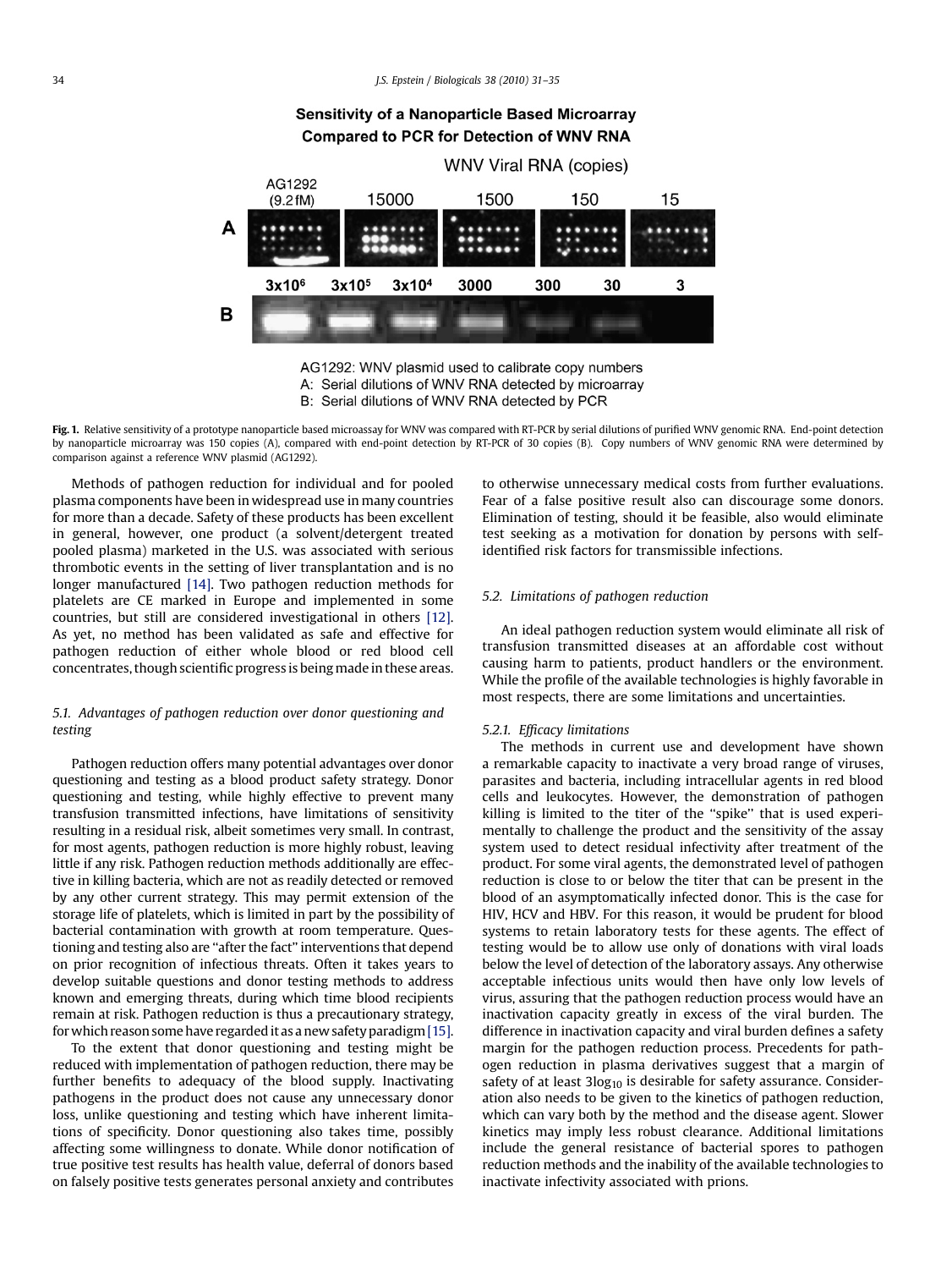**Fig. 1.** Relative sensitivity of a prototype nanoparticle based microassay for WNV was compared with RT-PCR by serial dilutions of purified WNV genomic RNA. End-point detection by nanoparticle microarray was 150 copies (A), compared with end-point detection by RT-PCR of 30 copies (B). Copy numbers of WNV genomic RNA were determined by comparison against a reference WNV plasmid (AG1292).

Methods of pathogen reduction for individual and for pooled plasma components have been in widespread use in many countries for more than a decade. Safety of these products has been excellent in general, however, one product (a solvent/detergent treated pooled plasma) marketed in the U.S. was associated with serious thrombotic events in the setting of liver transplantation and is no longer manufactured [14]. Two pathogen reduction methods for platelets are CE marked in Europe and implemented in some countries, but still are considered investigational in others [12]. As yet, no method has been validated as safe and effective for pathogen reduction of either whole blood or red blood cell concentrates, though scientific progress is being made in these areas.

### 5.1. Advantages of pathogen reduction over donor questioning and testing

Pathogen reduction offers many potential advantages over donor questioning and testing as a blood product safety strategy. Donor questioning and testing, while highly effective to prevent many transfusion transmitted infections, have limitations of specificity resulting in a residual risk, albeit sometimes very small. In contrast, for most agents, pathogen reduction is more highly robust, leaving little if any risk. Pathogen reduction methods additionally are effective in killing bacteria, which are not as readily detected or removed by any other current strategy. This may permit extension of the storage life of platelets, which is limited in part by the possibility of bacterial contamination with growth at room temperature. Questioning and testing also are "after the fact" interventions that depend on prior recognition of infectious threats. Often it takes years to develop suitable questions and donor testing methods to address known and emerging threats, during which time blood recipients remain at risk. Pathogen reduction is thus a precautionary strategy, for which reason some have regarded it as a new safety paradigm [15].

To the extent that donor questioning and testing might be reduced with implementation of pathogen reduction, there may be further benefits to adequacy of the blood supply. Inactivating pathogens in the product does not cause any unnecessary donor loss, unlike questioning and testing which have inherent limitations of specificity. Donor questioning also takes time, possibly affecting some willingness to donate. While donor notification of true positive test results has health value, deferral of donors based on falsely positive tests generates personal anxiety and contributes to otherwise unnecessary medical costs from further evaluations. Fear of a false positive result also can discourage some donors. Elimination of testing, should it be feasible, also would eliminate test seeking as a motivation for donation by persons with self-identified risk factors for transmissible infections.

### 5.2. Limitations of pathogen reduction

An ideal pathogen reduction system would eliminate all risk of transfusion transmitted diseases at an affordable cost without causing harm to patients, product handlers or the environment. While the profile of the available technologies is highly favorable in most respects, there are some limitations and uncertainties.

#### 5.2.1. Efficacy limitations

The methods in current use and development have shown a remarkable capacity to inactivate a very broad range of viruses, parasites and bacteria, including intracellular agents in red blood cells and leukocytes. However, the demonstration of pathogen killing is limited to the titer of the "spike" that is used experimentally to challenge the product and the sensitivity of the assay system used to detect residual infectivity after treatment of the product. For some viral agents, the demonstrated level of pathogen reduction is close to or below the titer that can be present in the blood of an asymptomatically infected donor. This is the case for HIV, HCV and HBV. For this reason, it would be prudent for blood systems to retain laboratory tests for these agents. The effect of testing would be to allow use only of donations with viral loads below the level of detection of the laboratory assays. Any otherwise acceptable infectious units would then have only low levels of virus, assuring that the pathogen reduction process would have an inactivation capacity greatly in excess of the viral burden. The difference in inactivation capacity and viral burden defines a safety margin for the pathogen reduction process. Precedents for pathogen reduction in plasma derivatives suggest that a margin of safety of at least $3\log_{10}$ is desirable for safety assurance. Consideration also needs to be given to the kinetics of pathogen reduction, which can vary both by the method and the disease agent. Slower kinetics may imply less robust clearance. Additional limitations include the general resistance of bacterial spores to pathogen reduction methods and the inability of the available technologies to inactivate infectivity associated with prions.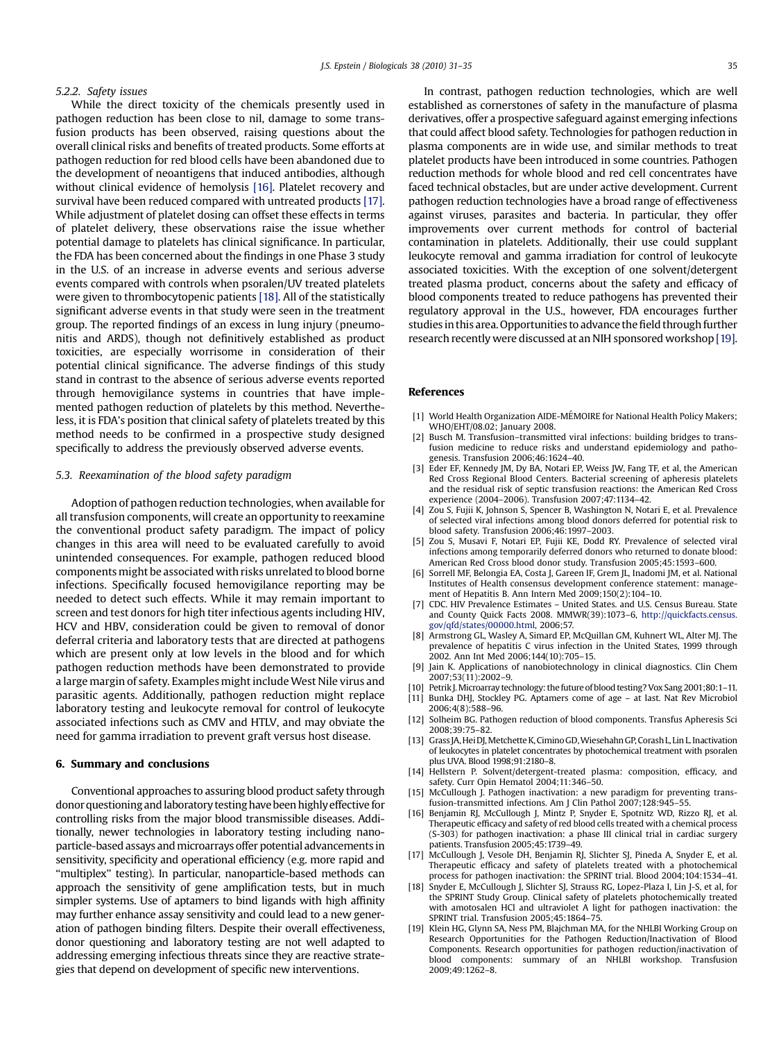#### 5.2.2. Safety issues

While the direct toxicity of the chemicals presently used in pathogen reduction has been close to nil, damage to some transfusion products has been observed, raising questions about the overall clinical risks and benefits of treated products. Some efforts at pathogen reduction for red blood cells have been abandoned due to the development of neoantigens that induced antibodies, although without clinical evidence of hemolysis [16]. Platelet recovery and survival have been reduced compared with untreated products [17]. While adjustment of platelet dosing can offset these effects in terms of platelet delivery, these observations raise the issue whether potential damage to platelets has clinical significance. In particular, the FDA has been concerned about the findings in one Phase 3 study in the U.S. of an increase in adverse events and serious adverse events compared with controls when psoralen/UV treated platelets were given to thrombocytopenic patients [18]. All of the statistically significant adverse events in that study were seen in the treatment group. The reported findings of an excess in lung injury (pneumonitis and ARDS), though not definitively established as product toxicities, are especially worrisome in consideration of their potential clinical significance. The adverse findings of this study stand in contrast to the absence of serious adverse events reported through hemovigilance systems in countries that have implemented pathogen reduction of platelets by this method. Nevertheless, it is FDA's position that clinical safety of platelets treated by this method needs to be confirmed in a prospective study designed specifically to address the previously observed adverse events.

### 5.3. Reexamination of the blood safety paradigm

Adoption of pathogen reduction technologies, when available for all transfusion components, will create an opportunity to reexamine the conventional product safety paradigm. The impact of policy changes in this area will need to be evaluated carefully to avoid unintended consequences. For example, pathogen reduced blood components might be associated with risks unrelated to blood borne infections. Specifically focused hemovigilance reporting may be needed to detect such effects. While it may remain important to screen and test donors for high titer infectious agents including HIV, HCV and HBV, consideration could be given to removal of donor deferral criteria and laboratory tests that are directed at pathogens which are present only at low levels in the blood and for which pathogen reduction methods have been demonstrated to provide a large margin of safety. Examples might include West Nile virus and parasitic agents. Additionally, pathogen reduction might replace laboratory testing and leukocyte removal for control of leukocyte associated infections such as CMV and HTLV, and may obviate the need for gamma irradiation to prevent graft versus host disease.

## 6. Summary and conclusions

Conventional approaches to assuring blood product safety through donor questioning and laboratory testing have been highly effective for controlling risks from the major blood transmissible diseases. Additionally, newer technologies in laboratory testing including nanoparticle-based assays and microarrays offer potential advancements in sensitivity, specificity and operational efficiency (e.g. more rapid and "multiplex" testing). In particular, nanoparticle-based methods can approach the sensitivity of gene amplification tests, but in much simpler systems. Use of aptamers to bind ligands with high affinity may further enhance assay sensitivity and could lead to a new generation of pathogen binding filters. Despite their overall effectiveness, donor questioning and laboratory testing are not well adapted to addressing emerging infectious threats since they are reactive strategies that depend on development of specific new interventions.

In contrast, pathogen reduction technologies, which are well established as cornerstones of safety in the manufacture of plasma derivatives, offer a prospective safeguard against emerging infections that could affect blood safety. Technologies for pathogen reduction in plasma components are in wide use, and similar methods to treat platelet products have been introduced in some countries. Pathogen reduction methods for whole blood and red cell concentrates have faced technical obstacles, but are under active development. Current pathogen reduction technologies have a broad range of effectiveness against viruses, parasites and bacteria. In particular, they offer improvements over current methods for control of bacterial contamination in platelets. Additionally, their use could supplant leukocyte removal and gamma irradiation for control of leukocyte associated toxicities. With the exception of one solvent/detergent treated plasma product, concerns about the safety and efficacy of blood components treated to reduce pathogens has prevented their regulatory approval in the U.S., however, FDA encourages further studies in this area. Opportunities to advance the field through further research recently were discussed at an NIH sponsored workshop [19].

## References

[1] World Health Organization AIDE-MÉMOIRE for National Health Policy Makers; WHO/EHT/08.02; January 2008.

[2] Busch M. Transfusion–transmitted viral infections: building bridges to transfusion medicine to reduce risks and understand epidemiology and pathogenesis. Transfusion 2006;46:1624–40.

[3] Eder EF, Kennedy JM, Dy BA, Notari EP, Weiss JW, Fang TF, et al, the American Red Cross Regional Blood Centers. Bacterial screening of apheresis platelets and the residual risk of septic transfusion reactions: the American Red Cross experience (2004–2006). Transfusion 2007;47:1134–42.

[4] Zou S, Fujii K, Johnson S, Spencer B, Washington N, Notari E, et al. Prevalence of selected viral infections among blood donors deferred for potential risk to blood safety. Transfusion 2006;46:1997–2003.

[5] Zou S, Musavi F, Notari EP, Fujii KE, Dodd RY. Prevalence of selected viral infections among temporarily deferred donors who returned to donate blood: American Red Cross blood donor study. Transfusion 2005;45:1593–600.

[6] Sorrell MF, Belongia EA, Costa J, Gareen IF, Grem JL, Inadomi JM, et al. National Institutes of Health consensus development conference statement: management of Hepatitis B. Ann Intern Med 2009;150(2):104–10.

[7] CDC. HIV Prevalence Estimates – United States. and U.S. Census Bureau. State and County Quick Facts 2008. MMWR(39):1073–6, http://quickfacts.census.gov/qfd/states/00000.html, 2006;57.

[8] Armstrong GL, Wasley A, Simard EP, McQuillan GM, Kuhnert WL, Alter MJ. The prevalence of hepatitis C virus infection in the United States, 1999 through 2002. Ann Int Med 2006;144(10):705–15.

[9] Jain K. Applications of nanobiotechnology in clinical diagnostics. Clin Chem 2007;53(11):2002–9.

[10] Petrik J. Microarray technology: the future of blood testing? Vox Sang 2001;80:1–11.

[11] Bunka DHJ, Stockley PG. Aptamers come of age – at last. Nat Rev Microbiol 2006;4(8):588–96.

[12] Solheim BG. Pathogen reduction of blood components. Transfus Apheresis Sci 2008;39:75–82.

[13] Grass JA, Hei DJ, Metchette K, Cimino GD, Wiesehahn GP, Corash L, Lin L. Inactivation of leukocytes in platelet concentrates by photochemical treatment with psoralen plus UVA. Blood 1998;91:2180–8.

[14] Hellstern P. Solvent/detergent-treated plasma: composition, efficacy, and safety. Curr Opin Hematol 2004;11:346–50.

[15] McCullough J. Pathogen inactivation: a new paradigm for preventing transfusion-transmitted infections. Am J Clin Pathol 2007;128:945–55.

[16] Benjamin RJ, McCullough J, Mintz P, Snyder E, Spotnitz WD, Rizzo RJ, et al. Therapeutic efficacy and safety of red blood cells treated with a chemical process (S-303) for pathogen inactivation: a phase III clinical trial in cardiac surgery patients. Transfusion 2005;45:1739–49.

[17] McCullough J, Vesole DH, Benjamin RJ, Slichter SJ, Pineda A, Snyder E, et al. Therapeutic efficacy and safety of platelets treated with a photochemical process for pathogen inactivation: the SPRINT trial. Blood 2004;104:1534–41.

[18] Snyder E, McCullough J, Slichter SJ, Strauss RG, Lopez-Plaza I, Lin J-S, et al, for the SPRINT Study Group. Clinical safety of platelets photochemically treated with amotosalen HCl and ultraviolet A light for pathogen inactivation: the SPRINT trial. Transfusion 2005;45:1864–75.

[19] Klein HG, Glynn SA, Ness PM, Blajchman MA, for the NHLBI Working Group on Research Opportunities for the Pathogen Reduction/Inactivation of Blood Components. Research opportunities for pathogen reduction/inactivation of blood components: summary of an NHLBI workshop. Transfusion 2009;49:1262–8.